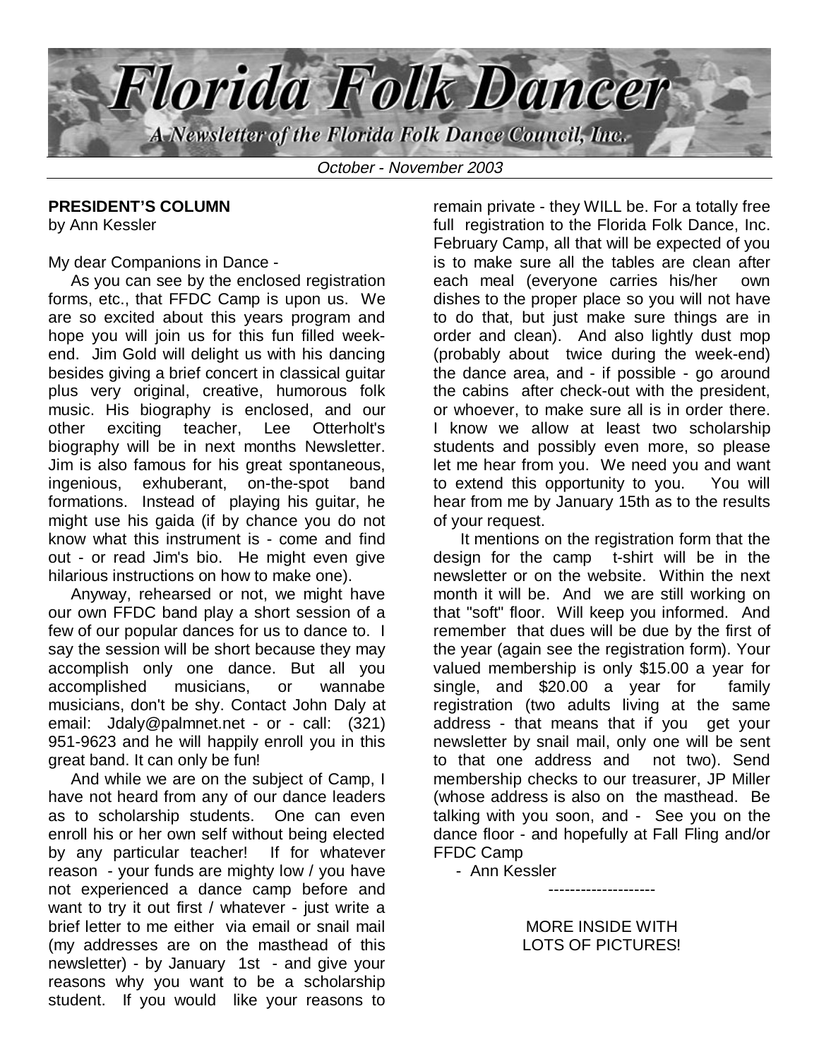# Florida Folk Dancer

*A Newsletter of the Florida Folk Dance Council, Inc.*

*October - November 2003*

**PRESIDENT'S COLUMN**
by Ann Kessler

My dear Companions in Dance -

As you can see by the enclosed registration forms, etc., that FFDC Camp is upon us. We are so excited about this years program and hope you will join us for this fun filled week-end. Jim Gold will delight us with his dancing besides giving a brief concert in classical guitar plus very original, creative, humorous folk music. His biography is enclosed, and our other exciting teacher, Lee Otterholt's biography will be in next months Newsletter. Jim is also famous for his great spontaneous, ingenious, exhuberant, on-the-spot band formations. Instead of playing his guitar, he might use his gaida (if by chance you do not know what this instrument is - come and find out - or read Jim's bio. He might even give hilarious instructions on how to make one).

Anyway, rehearsed or not, we might have our own FFDC band play a short session of a few of our popular dances for us to dance to. I say the session will be short because they may accomplish only one dance. But all you accomplished musicians, or wannabe musicians, don't be shy. Contact John Daly at email: Jdaly@palmnet.net - or - call: (321) 951-9623 and he will happily enroll you in this great band. It can only be fun!

And while we are on the subject of Camp, I have not heard from any of our dance leaders as to scholarship students. One can even enroll his or her own self without being elected by any particular teacher! If for whatever reason - your funds are mighty low / you have not experienced a dance camp before and want to try it out first / whatever - just write a brief letter to me either via email or snail mail (my addresses are on the masthead of this newsletter) - by January 1st - and give your reasons why you want to be a scholarship student. If you would like your reasons to remain private - they WILL be. For a totally free full registration to the Florida Folk Dance, Inc. February Camp, all that will be expected of you is to make sure all the tables are clean after each meal (everyone carries his/her own dishes to the proper place so you will not have to do that, but just make sure things are in order and clean). And also lightly dust mop (probably about twice during the week-end) the dance area, and - if possible - go around the cabins after check-out with the president, or whoever, to make sure all is in order there. I know we allow at least two scholarship students and possibly even more, so please let me hear from you. We need you and want to extend this opportunity to you. You will hear from me by January 15th as to the results of your request.

It mentions on the registration form that the design for the camp t-shirt will be in the newsletter or on the website. Within the next month it will be. And we are still working on that "soft" floor. Will keep you informed. And remember that dues will be due by the first of the year (again see the registration form). Your valued membership is only $15.00 a year for single, and $20.00 a year for family registration (two adults living at the same address - that means that if you get your newsletter by snail mail, only one will be sent to that one address and not two). Send membership checks to our treasurer, JP Miller (whose address is also on the masthead. Be talking with you soon, and - See you on the dance floor - and hopefully at Fall Fling and/or FFDC Camp

- Ann Kessler

--------------------

MORE INSIDE WITH LOTS OF PICTURES!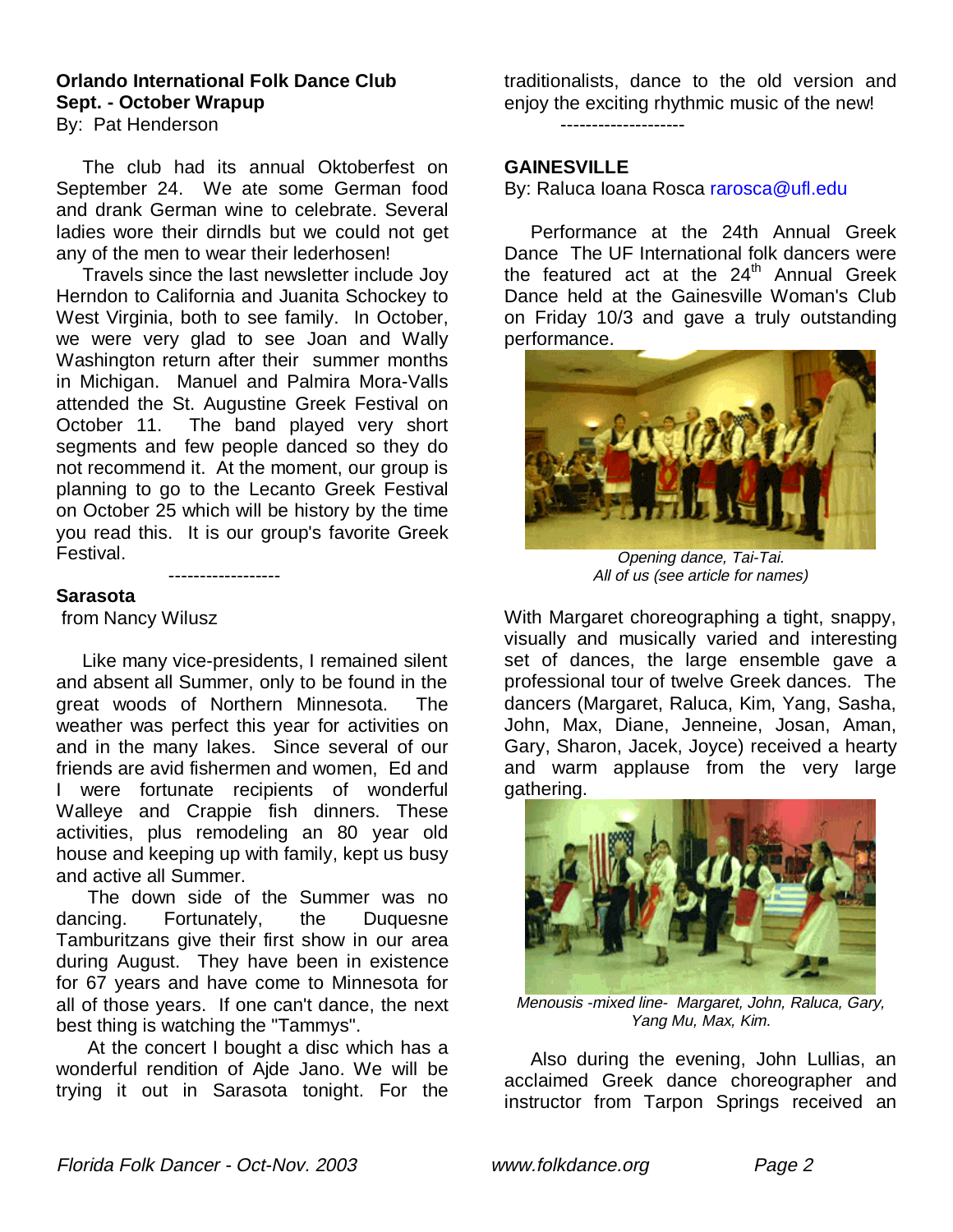**Orlando International Folk Dance Club**
**Sept. - October Wrapup**
By: Pat Henderson

The club had its annual Oktoberfest on September 24. We ate some German food and drank German wine to celebrate. Several ladies wore their dirndls but we could not get any of the men to wear their lederhosen!

Travels since the last newsletter include Joy Herndon to California and Juanita Schockey to West Virginia, both to see family. In October, we were very glad to see Joan and Wally Washington return after their summer months in Michigan. Manuel and Palmira Mora-Valls attended the St. Augustine Greek Festival on October 11. The band played very short segments and few people danced so they do not recommend it. At the moment, our group is planning to go to the Lecanto Greek Festival on October 25 which will be history by the time you read this. It is our group's favorite Greek Festival.

------------------

**Sarasota**
from Nancy Wilusz

Like many vice-presidents, I remained silent and absent all Summer, only to be found in the great woods of Northern Minnesota. The weather was perfect this year for activities on and in the many lakes. Since several of our friends are avid fishermen and women, Ed and I were fortunate recipients of wonderful Walleye and Crappie fish dinners. These activities, plus remodeling an 80 year old house and keeping up with family, kept us busy and active all Summer.

The down side of the Summer was no dancing. Fortunately, the Duquesne Tamburitzans give their first show in our area during August. They have been in existence for 67 years and have come to Minnesota for all of those years. If one can't dance, the next best thing is watching the "Tammys".

At the concert I bought a disc which has a wonderful rendition of Ajde Jano. We will be trying it out in Sarasota tonight. For the traditionalists, dance to the old version and enjoy the exciting rhythmic music of the new!

--------------------

**GAINESVILLE**
By: Raluca Ioana Rosca rarosca@ufl.edu

Performance at the 24th Annual Greek Dance The UF International folk dancers were the featured act at the 24th Annual Greek Dance held at the Gainesville Woman's Club on Friday 10/3 and gave a truly outstanding performance.

*Opening dance, Tai-Tai.*
*All of us (see article for names)*

With Margaret choreographing a tight, snappy, visually and musically varied and interesting set of dances, the large ensemble gave a professional tour of twelve Greek dances. The dancers (Margaret, Raluca, Kim, Yang, Sasha, John, Max, Diane, Jenneine, Josan, Aman, Gary, Sharon, Jacek, Joyce) received a hearty and warm applause from the very large gathering.

*Menousis -mixed line- Margaret, John, Raluca, Gary, Yang Mu, Max, Kim.*

Also during the evening, John Lullias, an acclaimed Greek dance choreographer and instructor from Tarpon Springs received an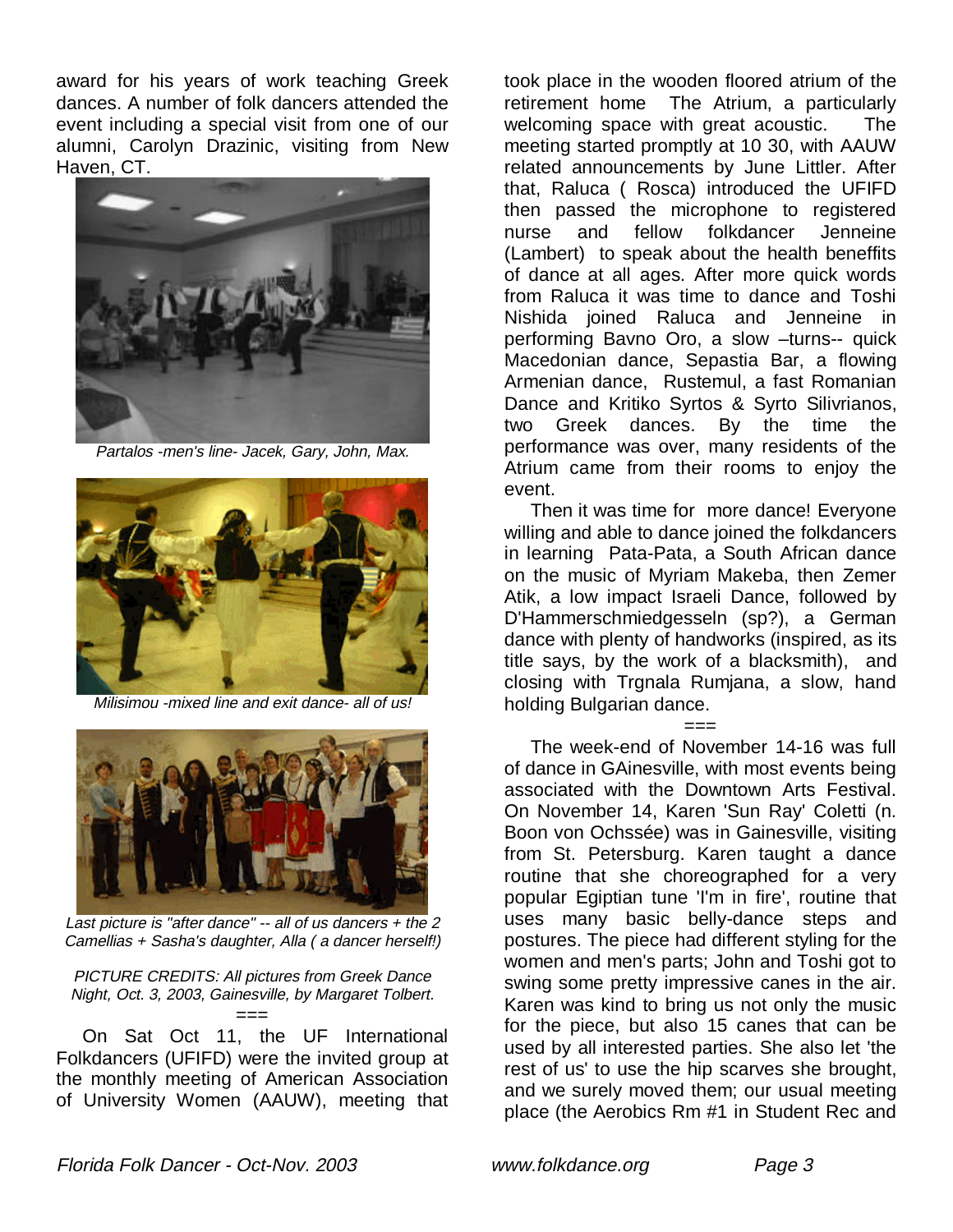award for his years of work teaching Greek dances. A number of folk dancers attended the event including a special visit from one of our alumni, Carolyn Drazinic, visiting from New Haven, CT.

*Partalos -men's line- Jacek, Gary, John, Max.*

*Milisimou -mixed line and exit dance- all of us!*

*Last picture is "after dance" -- all of us dancers + the 2 Camellias + Sasha's daughter, Alla ( a dancer herself!)*

*PICTURE CREDITS: All pictures from Greek Dance Night, Oct. 3, 2003, Gainesville, by Margaret Tolbert.*

===

On Sat Oct 11, the UF International Folkdancers (UFIFD) were the invited group at the monthly meeting of American Association of University Women (AAUW), meeting that took place in the wooden floored atrium of the retirement home The Atrium, a particularly welcoming space with great acoustic. The meeting started promptly at 10 30, with AAUW related announcements by June Littler. After that, Raluca ( Rosca) introduced the UFIFD then passed the microphone to registered nurse and fellow folkdancer Jenneine (Lambert) to speak about the health beneffits of dance at all ages. After more quick words from Raluca it was time to dance and Toshi Nishida joined Raluca and Jenneine in performing Bavno Oro, a slow –turns-- quick Macedonian dance, Sepastia Bar, a flowing Armenian dance, Rustemul, a fast Romanian Dance and Kritiko Syrtos & Syrto Silivrianos, two Greek dances. By the time the performance was over, many residents of the Atrium came from their rooms to enjoy the event.

Then it was time for more dance! Everyone willing and able to dance joined the folkdancers in learning Pata-Pata, a South African dance on the music of Myriam Makeba, then Zemer Atik, a low impact Israeli Dance, followed by D'Hammerschmiedgesseln (sp?), a German dance with plenty of handworks (inspired, as its title says, by the work of a blacksmith), and closing with Trgnala Rumjana, a slow, hand holding Bulgarian dance.

===

The week-end of November 14-16 was full of dance in GAinesville, with most events being associated with the Downtown Arts Festival. On November 14, Karen 'Sun Ray' Coletti (n. Boon von Ochssée) was in Gainesville, visiting from St. Petersburg. Karen taught a dance routine that she choreographed for a very popular Egiptian tune 'I'm in fire', routine that uses many basic belly-dance steps and postures. The piece had different styling for the women and men's parts; John and Toshi got to swing some pretty impressive canes in the air. Karen was kind to bring us not only the music for the piece, but also 15 canes that can be used by all interested parties. She also let 'the rest of us' to use the hip scarves she brought, and we surely moved them; our usual meeting place (the Aerobics Rm #1 in Student Rec and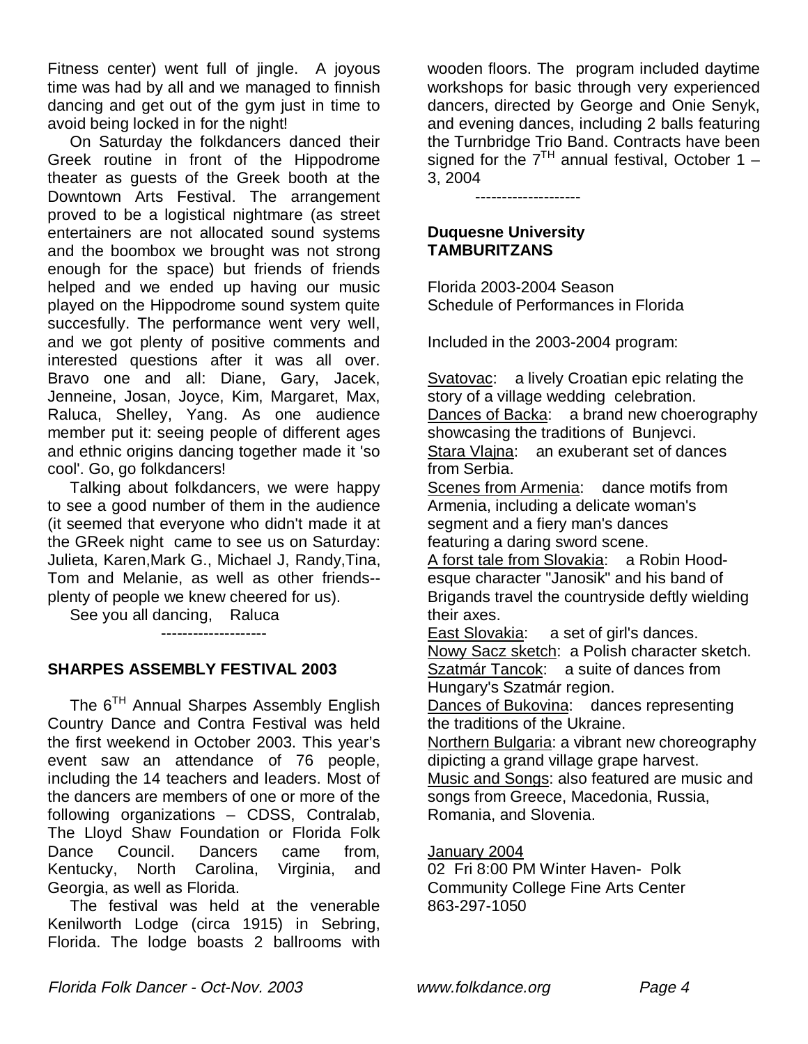Fitness center) went full of jingle. A joyous time was had by all and we managed to finnish dancing and get out of the gym just in time to avoid being locked in for the night!

On Saturday the folkdancers danced their Greek routine in front of the Hippodrome theater as guests of the Greek booth at the Downtown Arts Festival. The arrangement proved to be a logistical nightmare (as street entertainers are not allocated sound systems and the boombox we brought was not strong enough for the space) but friends of friends helped and we ended up having our music played on the Hippodrome sound system quite succesfully. The performance went very well, and we got plenty of positive comments and interested questions after it was all over. Bravo one and all: Diane, Gary, Jacek, Jenneine, Josan, Joyce, Kim, Margaret, Max, Raluca, Shelley, Yang. As one audience member put it: seeing people of different ages and ethnic origins dancing together made it 'so cool'. Go, go folkdancers!

Talking about folkdancers, we were happy to see a good number of them in the audience (it seemed that everyone who didn't made it at the GReek night came to see us on Saturday: Julieta, Karen,Mark G., Michael J, Randy,Tina, Tom and Melanie, as well as other friends-- plenty of people we knew cheered for us).

See you all dancing, Raluca

--------------------

**SHARPES ASSEMBLY FESTIVAL 2003**

The 6[TH] Annual Sharpes Assembly English Country Dance and Contra Festival was held the first weekend in October 2003. This year's event saw an attendance of 76 people, including the 14 teachers and leaders. Most of the dancers are members of one or more of the following organizations – CDSS, Contralab, The Lloyd Shaw Foundation or Florida Folk Dance Council. Dancers came from, Kentucky, North Carolina, Virginia, and Georgia, as well as Florida.

The festival was held at the venerable Kenilworth Lodge (circa 1915) in Sebring, Florida. The lodge boasts 2 ballrooms with wooden floors. The program included daytime workshops for basic through very experienced dancers, directed by George and Onie Senyk, and evening dances, including 2 balls featuring the Turnbridge Trio Band. Contracts have been signed for the 7[TH] annual festival, October 1 – 3, 2004

--------------------

**Duquesne University TAMBURITZANS**

Florida 2003-2004 Season
Schedule of Performances in Florida

Included in the 2003-2004 program:

Svatovac: a lively Croatian epic relating the story of a village wedding celebration.
Dances of Backa: a brand new choerography showcasing the traditions of Bunjevci.
Stara Vlajna: an exuberant set of dances from Serbia.
Scenes from Armenia: dance motifs from Armenia, including a delicate woman's segment and a fiery man's dances featuring a daring sword scene.
A forst tale from Slovakia: a Robin Hood-esque character "Janosik" and his band of Brigands travel the countryside deftly wielding their axes.
East Slovakia: a set of girl's dances.
Nowy Sacz sketch: a Polish character sketch.
Szatmár Tancok: a suite of dances from Hungary's Szatmár region.
Dances of Bukovina: dances representing the traditions of the Ukraine.
Northern Bulgaria: a vibrant new choreography dipicting a grand village grape harvest.
Music and Songs: also featured are music and songs from Greece, Macedonia, Russia, Romania, and Slovenia.

January 2004
02 Fri 8:00 PM Winter Haven- Polk Community College Fine Arts Center
863-297-1050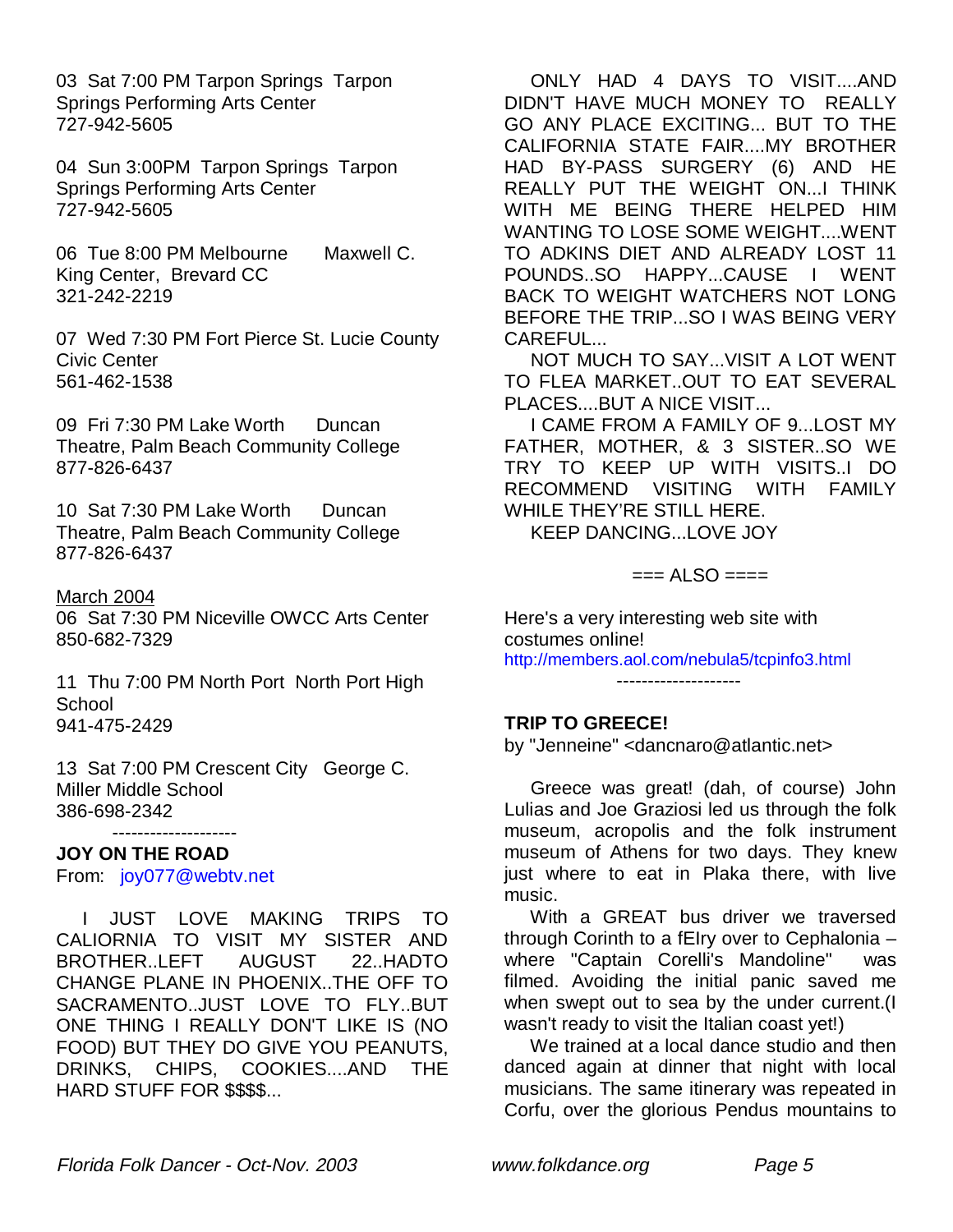03 Sat 7:00 PM Tarpon Springs Tarpon Springs Performing Arts Center
727-942-5605

04 Sun 3:00PM Tarpon Springs Tarpon Springs Performing Arts Center
727-942-5605

06 Tue 8:00 PM Melbourne Maxwell C. King Center, Brevard CC
321-242-2219

07 Wed 7:30 PM Fort Pierce St. Lucie County Civic Center
561-462-1538

09 Fri 7:30 PM Lake Worth Duncan Theatre, Palm Beach Community College
877-826-6437

10 Sat 7:30 PM Lake Worth Duncan Theatre, Palm Beach Community College
877-826-6437

March 2004

06 Sat 7:30 PM Niceville OWCC Arts Center
850-682-7329

11 Thu 7:00 PM North Port North Port High School
941-475-2429

13 Sat 7:00 PM Crescent City George C. Miller Middle School
386-698-2342

--------------------

**JOY ON THE ROAD**

From: joy077@webtv.net

I JUST LOVE MAKING TRIPS TO CALIORNIA TO VISIT MY SISTER AND BROTHER..LEFT AUGUST 22..HADTO CHANGE PLANE IN PHOENIX..THE OFF TO SACRAMENTO..JUST LOVE TO FLY..BUT ONE THING I REALLY DON'T LIKE IS (NO FOOD) BUT THEY DO GIVE YOU PEANUTS, DRINKS, CHIPS, COOKIES....AND THE HARD STUFF FOR $$$$...

ONLY HAD 4 DAYS TO VISIT....AND DIDN'T HAVE MUCH MONEY TO REALLY GO ANY PLACE EXCITING... BUT TO THE CALIFORNIA STATE FAIR....MY BROTHER HAD BY-PASS SURGERY (6) AND HE REALLY PUT THE WEIGHT ON...I THINK WITH ME BEING THERE HELPED HIM WANTING TO LOSE SOME WEIGHT....WENT TO ADKINS DIET AND ALREADY LOST 11 POUNDS..SO HAPPY...CAUSE I WENT BACK TO WEIGHT WATCHERS NOT LONG BEFORE THE TRIP...SO I WAS BEING VERY CAREFUL...

NOT MUCH TO SAY...VISIT A LOT WENT TO FLEA MARKET..OUT TO EAT SEVERAL PLACES....BUT A NICE VISIT...

I CAME FROM A FAMILY OF 9...LOST MY FATHER, MOTHER, & 3 SISTER..SO WE TRY TO KEEP UP WITH VISITS..I DO RECOMMEND VISITING WITH FAMILY WHILE THEY'RE STILL HERE.

KEEP DANCING...LOVE JOY

=== ALSO ====

Here's a very interesting web site with costumes online!
http://members.aol.com/nebula5/tcpinfo3.html

--------------------

**TRIP TO GREECE!**

by "Jenneine" <dancnaro@atlantic.net>

Greece was great! (dah, of course) John Lulias and Joe Graziosi led us through the folk museum, acropolis and the folk instrument museum of Athens for two days. They knew just where to eat in Plaka there, with live music.

With a GREAT bus driver we traversed through Corinth to a fEIry over to Cephalonia – where "Captain Corelli's Mandoline" was filmed. Avoiding the initial panic saved me when swept out to sea by the under current.(I wasn't ready to visit the Italian coast yet!)

We trained at a local dance studio and then danced again at dinner that night with local musicians. The same itinerary was repeated in Corfu, over the glorious Pendus mountains to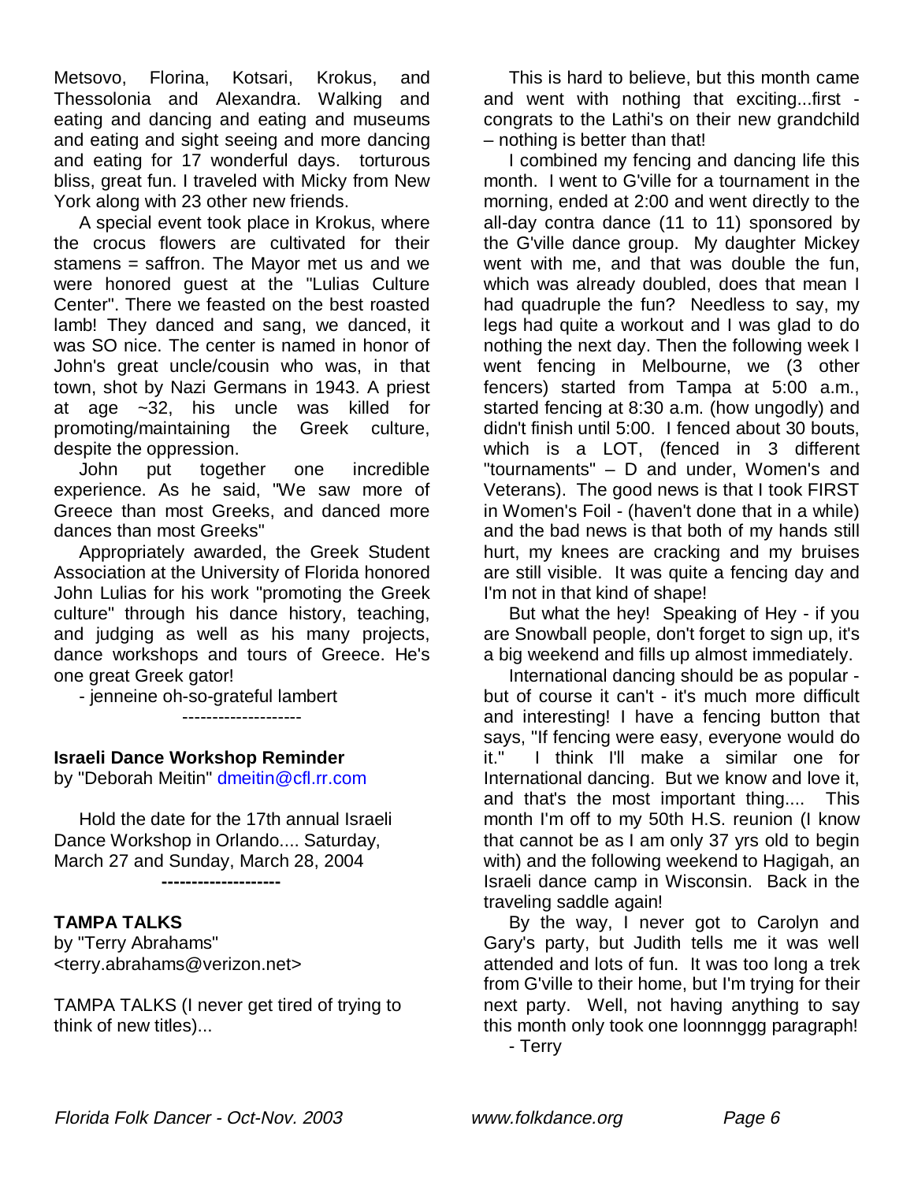Metsovo, Florina, Kotsari, Krokus, and Thessolonia and Alexandra. Walking and eating and dancing and eating and museums and eating and sight seeing and more dancing and eating for 17 wonderful days. torturous bliss, great fun. I traveled with Micky from New York along with 23 other new friends.

A special event took place in Krokus, where the crocus flowers are cultivated for their stamens = saffron. The Mayor met us and we were honored guest at the "Lulias Culture Center". There we feasted on the best roasted lamb! They danced and sang, we danced, it was SO nice. The center is named in honor of John's great uncle/cousin who was, in that town, shot by Nazi Germans in 1943. A priest at age ~32, his uncle was killed for promoting/maintaining the Greek culture, despite the oppression.

John put together one incredible experience. As he said, "We saw more of Greece than most Greeks, and danced more dances than most Greeks"

Appropriately awarded, the Greek Student Association at the University of Florida honored John Lulias for his work "promoting the Greek culture" through his dance history, teaching, and judging as well as his many projects, dance workshops and tours of Greece. He's one great Greek gator!

- jenneine oh-so-grateful lambert

--------------------

**Israeli Dance Workshop Reminder**
by "Deborah Meitin" dmeitin@cfl.rr.com

Hold the date for the 17th annual Israeli Dance Workshop in Orlando.... Saturday, March 27 and Sunday, March 28, 2004

**--------------------**

**TAMPA TALKS**
by "Terry Abrahams" <terry.abrahams@verizon.net>

TAMPA TALKS (I never get tired of trying to think of new titles)...

This is hard to believe, but this month came and went with nothing that exciting...first - congrats to the Lathi's on their new grandchild – nothing is better than that!

I combined my fencing and dancing life this month. I went to G'ville for a tournament in the morning, ended at 2:00 and went directly to the all-day contra dance (11 to 11) sponsored by the G'ville dance group. My daughter Mickey went with me, and that was double the fun, which was already doubled, does that mean I had quadruple the fun? Needless to say, my legs had quite a workout and I was glad to do nothing the next day. Then the following week I went fencing in Melbourne, we (3 other fencers) started from Tampa at 5:00 a.m., started fencing at 8:30 a.m. (how ungodly) and didn't finish until 5:00. I fenced about 30 bouts, which is a LOT, (fenced in 3 different "tournaments" – D and under, Women's and Veterans). The good news is that I took FIRST in Women's Foil - (haven't done that in a while) and the bad news is that both of my hands still hurt, my knees are cracking and my bruises are still visible. It was quite a fencing day and I'm not in that kind of shape!

But what the hey! Speaking of Hey - if you are Snowball people, don't forget to sign up, it's a big weekend and fills up almost immediately.

International dancing should be as popular - but of course it can't - it's much more difficult and interesting! I have a fencing button that says, "If fencing were easy, everyone would do it." I think I'll make a similar one for International dancing. But we know and love it, and that's the most important thing.... This month I'm off to my 50th H.S. reunion (I know that cannot be as I am only 37 yrs old to begin with) and the following weekend to Hagigah, an Israeli dance camp in Wisconsin. Back in the traveling saddle again!

By the way, I never got to Carolyn and Gary's party, but Judith tells me it was well attended and lots of fun. It was too long a trek from G'ville to their home, but I'm trying for their next party. Well, not having anything to say this month only took one loonnnggg paragraph!

- Terry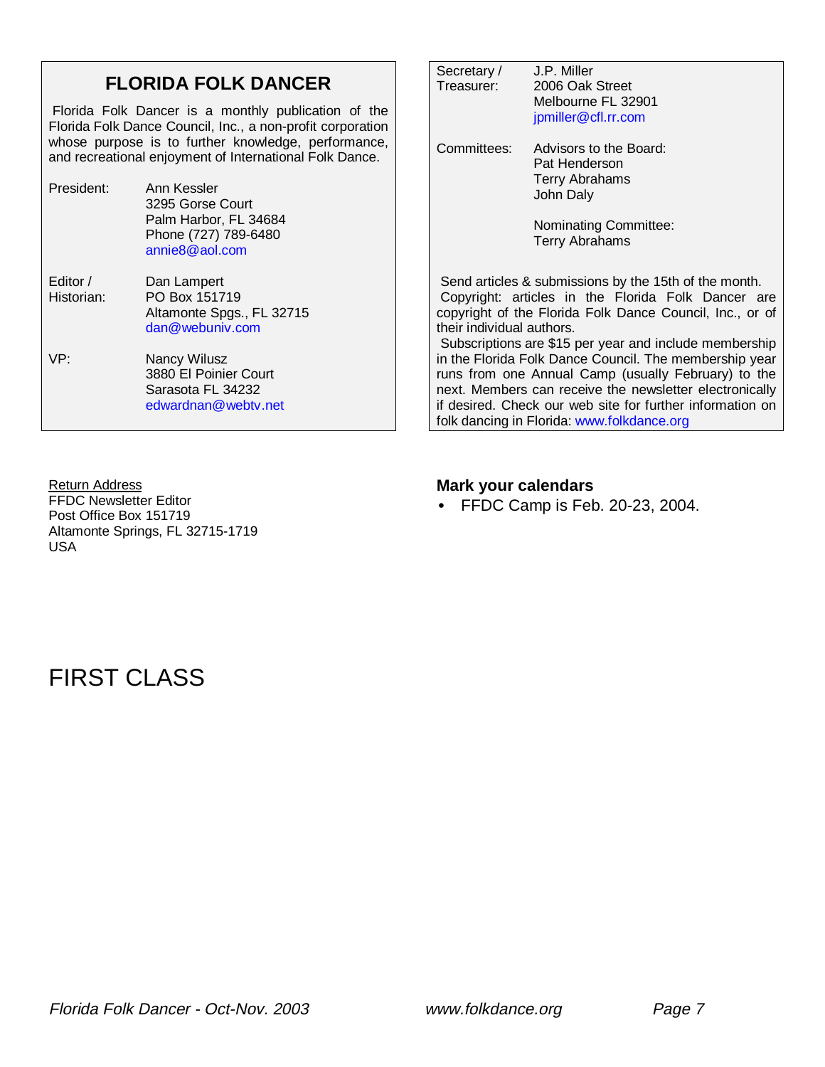## FLORIDA FOLK DANCER

Florida Folk Dancer is a monthly publication of the Florida Folk Dance Council, Inc., a non-profit corporation whose purpose is to further knowledge, performance, and recreational enjoyment of International Folk Dance.

| | |
|---|---|
| President: | Ann Kessler<br>3295 Gorse Court<br>Palm Harbor, FL 34684<br>Phone (727) 789-6480<br>annie8@aol.com |
| Editor / Historian: | Dan Lampert<br>PO Box 151719<br>Altamonte Spgs., FL 32715<br>dan@webuniv.com |
| VP: | Nancy Wilusz<br>3880 El Poinier Court<br>Sarasota FL 34232<br>edwardnan@webtv.net |
| Secretary / Treasurer: | J.P. Miller<br>2006 Oak Street<br>Melbourne FL 32901<br>jpmiller@cfl.rr.com |
| Committees: | Advisors to the Board:<br>Pat Henderson<br>Terry Abrahams<br>John Daly<br><br>Nominating Committee:<br>Terry Abrahams |

Send articles & submissions by the 15th of the month.

Copyright: articles in the Florida Folk Dancer are copyright of the Florida Folk Dance Council, Inc., or of their individual authors.

Subscriptions are $15 per year and include membership in the Florida Folk Dance Council. The membership year runs from one Annual Camp (usually February) to the next. Members can receive the newsletter electronically if desired. Check our web site for further information on folk dancing in Florida: www.folkdance.org

Return Address
FFDC Newsletter Editor
Post Office Box 151719
Altamonte Springs, FL 32715-1719
USA

**Mark your calendars**

- FFDC Camp is Feb. 20-23, 2004.

FIRST CLASS